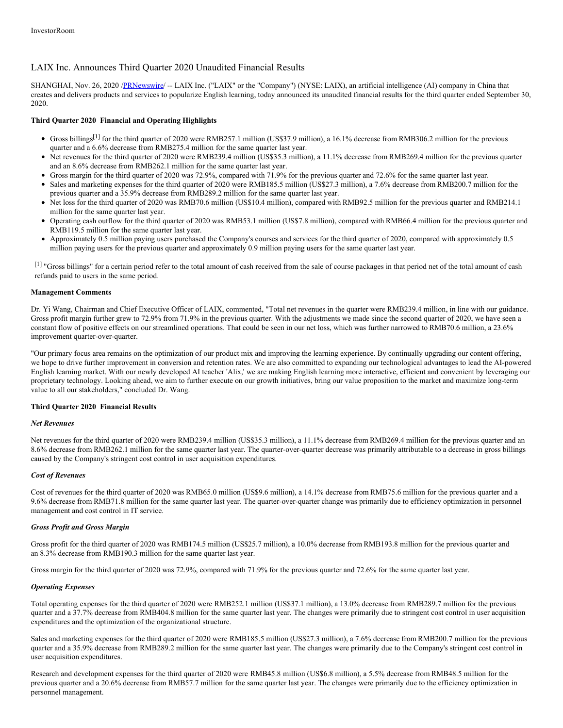InvestorRoom

# LAIX Inc. Announces Third Quarter 2020 Unaudited Financial Results

SHANGHAI, Nov. 26, 2020 /PRNewswire/ -- LAIX Inc. ("LAIX" or the "Company") (NYSE: LAIX), an artificial intelligence (AI) company in China that creates and delivers products and services to popularize English learning, today announced its unaudited financial results for the third quarter ended September 30, 2020.

**Third Quarter 2020 Financial and Operating Highlights**

- Gross billings[1] for the third quarter of 2020 were RMB257.1 million (US$37.9 million), a 16.1% decrease from RMB306.2 million for the previous quarter and a 6.6% decrease from RMB275.4 million for the same quarter last year.
- Net revenues for the third quarter of 2020 were RMB239.4 million (US$35.3 million), a 11.1% decrease from RMB269.4 million for the previous quarter and an 8.6% decrease from RMB262.1 million for the same quarter last year.
- Gross margin for the third quarter of 2020 was 72.9%, compared with 71.9% for the previous quarter and 72.6% for the same quarter last year.
- Sales and marketing expenses for the third quarter of 2020 were RMB185.5 million (US$27.3 million), a 7.6% decrease from RMB200.7 million for the previous quarter and a 35.9% decrease from RMB289.2 million for the same quarter last year.
- Net loss for the third quarter of 2020 was RMB70.6 million (US$10.4 million), compared with RMB92.5 million for the previous quarter and RMB214.1 million for the same quarter last year.
- Operating cash outflow for the third quarter of 2020 was RMB53.1 million (US$7.8 million), compared with RMB66.4 million for the previous quarter and RMB119.5 million for the same quarter last year.
- Approximately 0.5 million paying users purchased the Company's courses and services for the third quarter of 2020, compared with approximately 0.5 million paying users for the previous quarter and approximately 0.9 million paying users for the same quarter last year.

[1] "Gross billings" for a certain period refer to the total amount of cash received from the sale of course packages in that period net of the total amount of cash refunds paid to users in the same period.

**Management Comments**

Dr. Yi Wang, Chairman and Chief Executive Officer of LAIX, commented, "Total net revenues in the quarter were RMB239.4 million, in line with our guidance. Gross profit margin further grew to 72.9% from 71.9% in the previous quarter. With the adjustments we made since the second quarter of 2020, we have seen a constant flow of positive effects on our streamlined operations. That could be seen in our net loss, which was further narrowed to RMB70.6 million, a 23.6% improvement quarter-over-quarter.

"Our primary focus area remains on the optimization of our product mix and improving the learning experience. By continually upgrading our content offering, we hope to drive further improvement in conversion and retention rates. We are also committed to expanding our technological advantages to lead the AI-powered English learning market. With our newly developed AI teacher 'Alix,' we are making English learning more interactive, efficient and convenient by leveraging our proprietary technology. Looking ahead, we aim to further execute on our growth initiatives, bring our value proposition to the market and maximize long-term value to all our stakeholders," concluded Dr. Wang.

**Third Quarter 2020 Financial Results**

***Net Revenues***

Net revenues for the third quarter of 2020 were RMB239.4 million (US$35.3 million), a 11.1% decrease from RMB269.4 million for the previous quarter and an 8.6% decrease from RMB262.1 million for the same quarter last year. The quarter-over-quarter decrease was primarily attributable to a decrease in gross billings caused by the Company's stringent cost control in user acquisition expenditures.

***Cost of Revenues***

Cost of revenues for the third quarter of 2020 was RMB65.0 million (US$9.6 million), a 14.1% decrease from RMB75.6 million for the previous quarter and a 9.6% decrease from RMB71.8 million for the same quarter last year. The quarter-over-quarter change was primarily due to efficiency optimization in personnel management and cost control in IT service.

***Gross Profit and Gross Margin***

Gross profit for the third quarter of 2020 was RMB174.5 million (US$25.7 million), a 10.0% decrease from RMB193.8 million for the previous quarter and an 8.3% decrease from RMB190.3 million for the same quarter last year.

Gross margin for the third quarter of 2020 was 72.9%, compared with 71.9% for the previous quarter and 72.6% for the same quarter last year.

***Operating Expenses***

Total operating expenses for the third quarter of 2020 were RMB252.1 million (US$37.1 million), a 13.0% decrease from RMB289.7 million for the previous quarter and a 37.7% decrease from RMB404.8 million for the same quarter last year. The changes were primarily due to stringent cost control in user acquisition expenditures and the optimization of the organizational structure.

Sales and marketing expenses for the third quarter of 2020 were RMB185.5 million (US$27.3 million), a 7.6% decrease from RMB200.7 million for the previous quarter and a 35.9% decrease from RMB289.2 million for the same quarter last year. The changes were primarily due to the Company's stringent cost control in user acquisition expenditures.

Research and development expenses for the third quarter of 2020 were RMB45.8 million (US$6.8 million), a 5.5% decrease from RMB48.5 million for the previous quarter and a 20.6% decrease from RMB57.7 million for the same quarter last year. The changes were primarily due to the efficiency optimization in personnel management.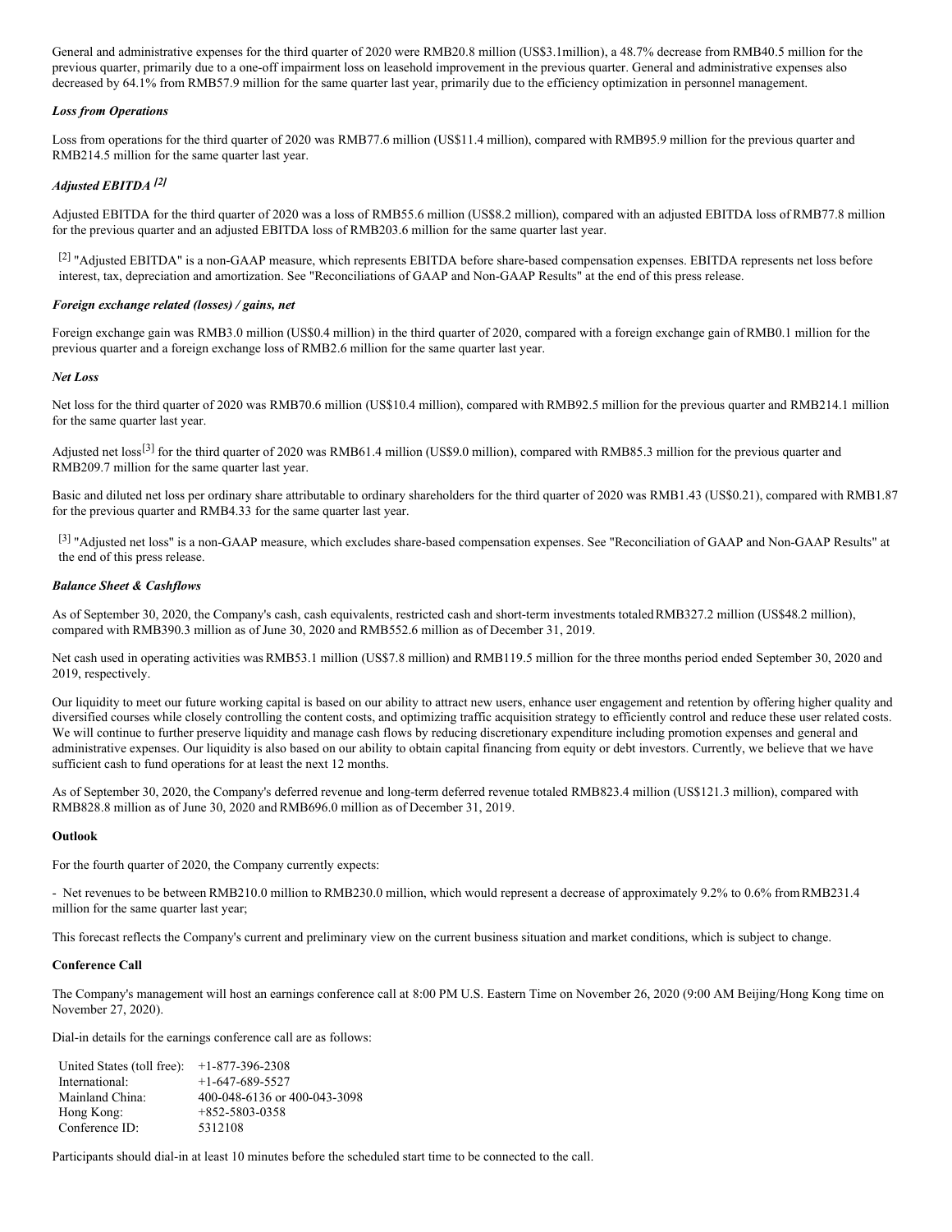General and administrative expenses for the third quarter of 2020 were RMB20.8 million (US$3.1million), a 48.7% decrease from RMB40.5 million for the previous quarter, primarily due to a one-off impairment loss on leasehold improvement in the previous quarter. General and administrative expenses also decreased by 64.1% from RMB57.9 million for the same quarter last year, primarily due to the efficiency optimization in personnel management.

***Loss from Operations***

Loss from operations for the third quarter of 2020 was RMB77.6 million (US$11.4 million), compared with RMB95.9 million for the previous quarter and RMB214.5 million for the same quarter last year.

***Adjusted EBITDA [2]***

Adjusted EBITDA for the third quarter of 2020 was a loss of RMB55.6 million (US$8.2 million), compared with an adjusted EBITDA loss of RMB77.8 million for the previous quarter and an adjusted EBITDA loss of RMB203.6 million for the same quarter last year.

[2] "Adjusted EBITDA" is a non-GAAP measure, which represents EBITDA before share-based compensation expenses. EBITDA represents net loss before interest, tax, depreciation and amortization. See "Reconciliations of GAAP and Non-GAAP Results" at the end of this press release.

***Foreign exchange related (losses) / gains, net***

Foreign exchange gain was RMB3.0 million (US$0.4 million) in the third quarter of 2020, compared with a foreign exchange gain of RMB0.1 million for the previous quarter and a foreign exchange loss of RMB2.6 million for the same quarter last year.

***Net Loss***

Net loss for the third quarter of 2020 was RMB70.6 million (US$10.4 million), compared with RMB92.5 million for the previous quarter and RMB214.1 million for the same quarter last year.

Adjusted net loss[3] for the third quarter of 2020 was RMB61.4 million (US$9.0 million), compared with RMB85.3 million for the previous quarter and RMB209.7 million for the same quarter last year.

Basic and diluted net loss per ordinary share attributable to ordinary shareholders for the third quarter of 2020 was RMB1.43 (US$0.21), compared with RMB1.87 for the previous quarter and RMB4.33 for the same quarter last year.

[3] "Adjusted net loss" is a non-GAAP measure, which excludes share-based compensation expenses. See "Reconciliation of GAAP and Non-GAAP Results" at the end of this press release.

***Balance Sheet & Cashflows***

As of September 30, 2020, the Company's cash, cash equivalents, restricted cash and short-term investments totaled RMB327.2 million (US$48.2 million), compared with RMB390.3 million as of June 30, 2020 and RMB552.6 million as of December 31, 2019.

Net cash used in operating activities was RMB53.1 million (US$7.8 million) and RMB119.5 million for the three months period ended September 30, 2020 and 2019, respectively.

Our liquidity to meet our future working capital is based on our ability to attract new users, enhance user engagement and retention by offering higher quality and diversified courses while closely controlling the content costs, and optimizing traffic acquisition strategy to efficiently control and reduce these user related costs. We will continue to further preserve liquidity and manage cash flows by reducing discretionary expenditure including promotion expenses and general and administrative expenses. Our liquidity is also based on our ability to obtain capital financing from equity or debt investors. Currently, we believe that we have sufficient cash to fund operations for at least the next 12 months.

As of September 30, 2020, the Company's deferred revenue and long-term deferred revenue totaled RMB823.4 million (US$121.3 million), compared with RMB828.8 million as of June 30, 2020 and RMB696.0 million as of December 31, 2019.

**Outlook**

For the fourth quarter of 2020, the Company currently expects:

- Net revenues to be between RMB210.0 million to RMB230.0 million, which would represent a decrease of approximately 9.2% to 0.6% from RMB231.4 million for the same quarter last year;

This forecast reflects the Company's current and preliminary view on the current business situation and market conditions, which is subject to change.

**Conference Call**

The Company's management will host an earnings conference call at 8:00 PM U.S. Eastern Time on November 26, 2020 (9:00 AM Beijing/Hong Kong time on November 27, 2020).

Dial-in details for the earnings conference call are as follows:

| | |
|---|---|
| United States (toll free): | +1-877-396-2308 |
| International: | +1-647-689-5527 |
| Mainland China: | 400-048-6136 or 400-043-3098 |
| Hong Kong: | +852-5803-0358 |
| Conference ID: | 5312108 |

Participants should dial-in at least 10 minutes before the scheduled start time to be connected to the call.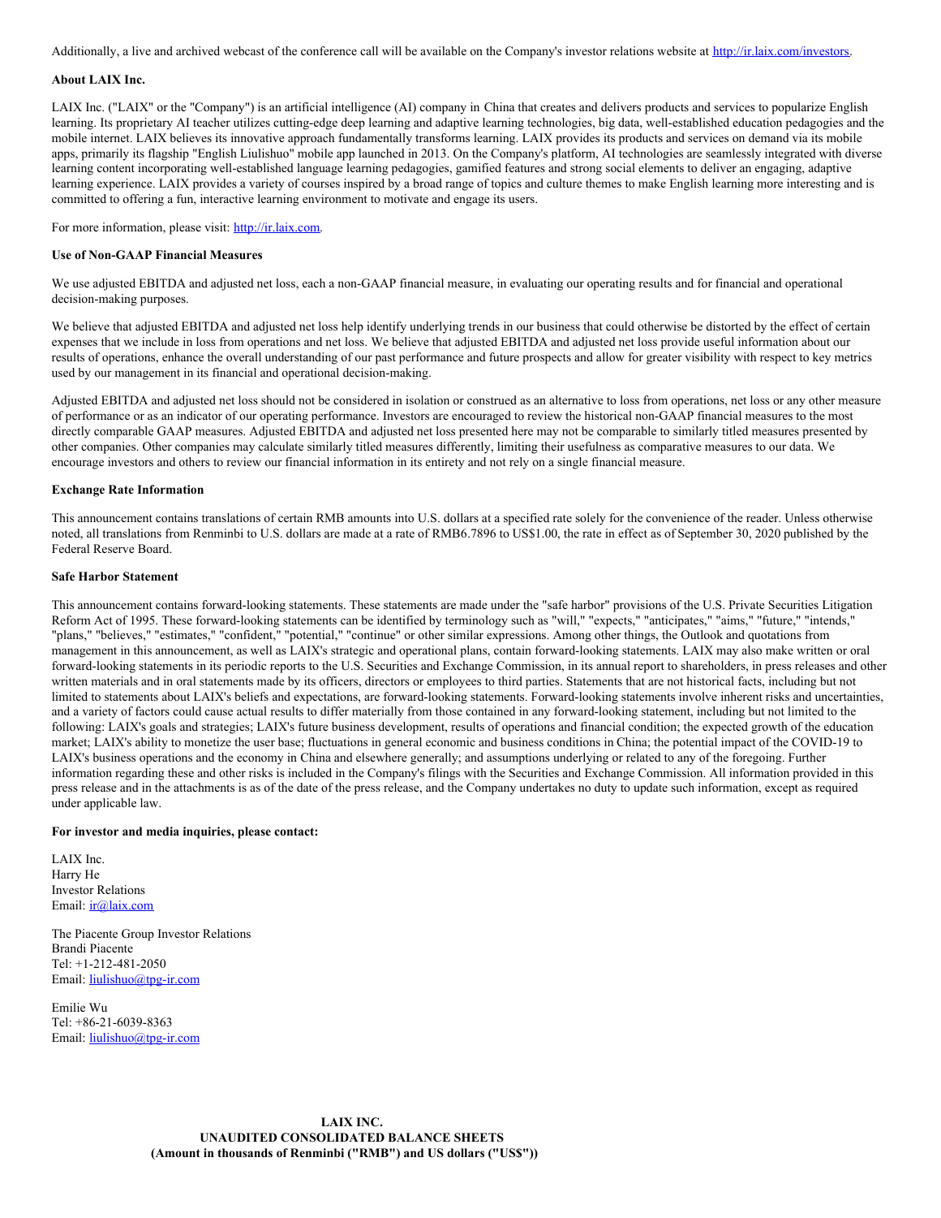Additionally, a live and archived webcast of the conference call will be available on the Company's investor relations website at http://ir.laix.com/investors.

**About LAIX Inc.**

LAIX Inc. ("LAIX" or the "Company") is an artificial intelligence (AI) company in China that creates and delivers products and services to popularize English learning. Its proprietary AI teacher utilizes cutting-edge deep learning and adaptive learning technologies, big data, well-established education pedagogies and the mobile internet. LAIX believes its innovative approach fundamentally transforms learning. LAIX provides its products and services on demand via its mobile apps, primarily its flagship "English Liulishuo" mobile app launched in 2013. On the Company's platform, AI technologies are seamlessly integrated with diverse learning content incorporating well-established language learning pedagogies, gamified features and strong social elements to deliver an engaging, adaptive learning experience. LAIX provides a variety of courses inspired by a broad range of topics and culture themes to make English learning more interesting and is committed to offering a fun, interactive learning environment to motivate and engage its users.

For more information, please visit: http://ir.laix.com.

**Use of Non-GAAP Financial Measures**

We use adjusted EBITDA and adjusted net loss, each a non-GAAP financial measure, in evaluating our operating results and for financial and operational decision-making purposes.

We believe that adjusted EBITDA and adjusted net loss help identify underlying trends in our business that could otherwise be distorted by the effect of certain expenses that we include in loss from operations and net loss. We believe that adjusted EBITDA and adjusted net loss provide useful information about our results of operations, enhance the overall understanding of our past performance and future prospects and allow for greater visibility with respect to key metrics used by our management in its financial and operational decision-making.

Adjusted EBITDA and adjusted net loss should not be considered in isolation or construed as an alternative to loss from operations, net loss or any other measure of performance or as an indicator of our operating performance. Investors are encouraged to review the historical non-GAAP financial measures to the most directly comparable GAAP measures. Adjusted EBITDA and adjusted net loss presented here may not be comparable to similarly titled measures presented by other companies. Other companies may calculate similarly titled measures differently, limiting their usefulness as comparative measures to our data. We encourage investors and others to review our financial information in its entirety and not rely on a single financial measure.

**Exchange Rate Information**

This announcement contains translations of certain RMB amounts into U.S. dollars at a specified rate solely for the convenience of the reader. Unless otherwise noted, all translations from Renminbi to U.S. dollars are made at a rate of RMB6.7896 to US$1.00, the rate in effect as of September 30, 2020 published by the Federal Reserve Board.

**Safe Harbor Statement**

This announcement contains forward-looking statements. These statements are made under the "safe harbor" provisions of the U.S. Private Securities Litigation Reform Act of 1995. These forward-looking statements can be identified by terminology such as "will," "expects," "anticipates," "aims," "future," "intends," "plans," "believes," "estimates," "confident," "potential," "continue" or other similar expressions. Among other things, the Outlook and quotations from management in this announcement, as well as LAIX's strategic and operational plans, contain forward-looking statements. LAIX may also make written or oral forward-looking statements in its periodic reports to the U.S. Securities and Exchange Commission, in its annual report to shareholders, in press releases and other written materials and in oral statements made by its officers, directors or employees to third parties. Statements that are not historical facts, including but not limited to statements about LAIX's beliefs and expectations, are forward-looking statements. Forward-looking statements involve inherent risks and uncertainties, and a variety of factors could cause actual results to differ materially from those contained in any forward-looking statement, including but not limited to the following: LAIX's goals and strategies; LAIX's future business development, results of operations and financial condition; the expected growth of the education market; LAIX's ability to monetize the user base; fluctuations in general economic and business conditions in China; the potential impact of the COVID-19 to LAIX's business operations and the economy in China and elsewhere generally; and assumptions underlying or related to any of the foregoing. Further information regarding these and other risks is included in the Company's filings with the Securities and Exchange Commission. All information provided in this press release and in the attachments is as of the date of the press release, and the Company undertakes no duty to update such information, except as required under applicable law.

**For investor and media inquiries, please contact:**

LAIX Inc.
Harry He
Investor Relations
Email: ir@laix.com

The Piacente Group Investor Relations
Brandi Piacente
Tel: +1-212-481-2050
Email: liulishuo@tpg-ir.com

Emilie Wu
Tel: +86-21-6039-8363
Email: liulishuo@tpg-ir.com

**LAIX INC.**
**UNAUDITED CONSOLIDATED BALANCE SHEETS**
**(Amount in thousands of Renminbi ("RMB") and US dollars ("US$"))**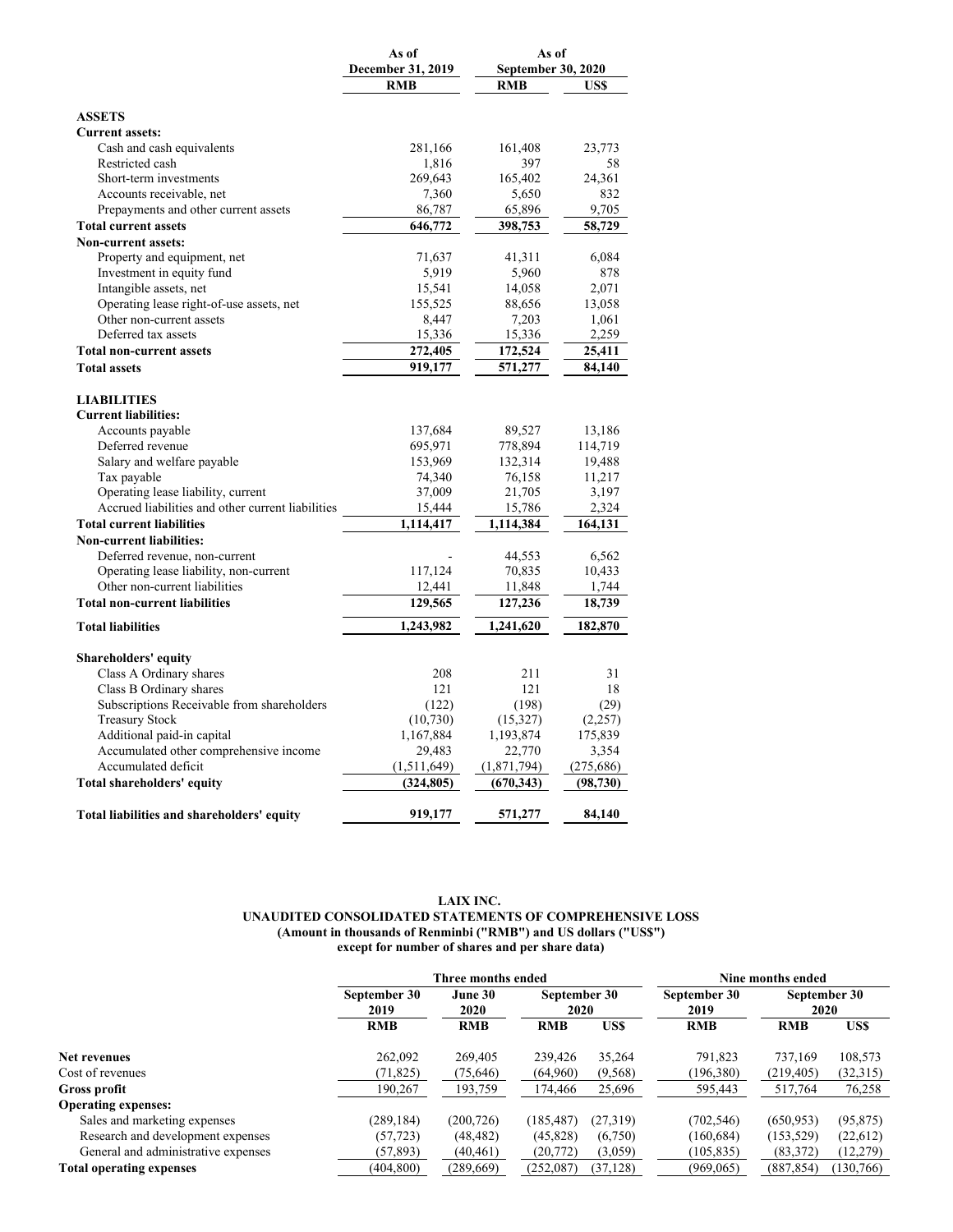| | As of December 31, 2019 | As of September 30, 2020 | |
|---|---|---|---|
| | RMB | RMB | US$ |
| **ASSETS** | | | |
| **Current assets:** | | | |
| Cash and cash equivalents | 281,166 | 161,408 | 23,773 |
| Restricted cash | 1,816 | 397 | 58 |
| Short-term investments | 269,643 | 165,402 | 24,361 |
| Accounts receivable, net | 7,360 | 5,650 | 832 |
| Prepayments and other current assets | 86,787 | 65,896 | 9,705 |
| **Total current assets** | **646,772** | **398,753** | **58,729** |
| **Non-current assets:** | | | |
| Property and equipment, net | 71,637 | 41,311 | 6,084 |
| Investment in equity fund | 5,919 | 5,960 | 878 |
| Intangible assets, net | 15,541 | 14,058 | 2,071 |
| Operating lease right-of-use assets, net | 155,525 | 88,656 | 13,058 |
| Other non-current assets | 8,447 | 7,203 | 1,061 |
| Deferred tax assets | 15,336 | 15,336 | 2,259 |
| **Total non-current assets** | **272,405** | **172,524** | **25,411** |
| **Total assets** | **919,177** | **571,277** | **84,140** |
| | | | |
| **LIABILITIES** | | | |
| **Current liabilities:** | | | |
| Accounts payable | 137,684 | 89,527 | 13,186 |
| Deferred revenue | 695,971 | 778,894 | 114,719 |
| Salary and welfare payable | 153,969 | 132,314 | 19,488 |
| Tax payable | 74,340 | 76,158 | 11,217 |
| Operating lease liability, current | 37,009 | 21,705 | 3,197 |
| Accrued liabilities and other current liabilities | 15,444 | 15,786 | 2,324 |
| **Total current liabilities** | **1,114,417** | **1,114,384** | **164,131** |
| **Non-current liabilities:** | | | |
| Deferred revenue, non-current | - | 44,553 | 6,562 |
| Operating lease liability, non-current | 117,124 | 70,835 | 10,433 |
| Other non-current liabilities | 12,441 | 11,848 | 1,744 |
| **Total non-current liabilities** | **129,565** | **127,236** | **18,739** |
| **Total liabilities** | **1,243,982** | **1,241,620** | **182,870** |
| | | | |
| **Shareholders' equity** | | | |
| Class A Ordinary shares | 208 | 211 | 31 |
| Class B Ordinary shares | 121 | 121 | 18 |
| Subscriptions Receivable from shareholders | (122) | (198) | (29) |
| Treasury Stock | (10,730) | (15,327) | (2,257) |
| Additional paid-in capital | 1,167,884 | 1,193,874 | 175,839 |
| Accumulated other comprehensive income | 29,483 | 22,770 | 3,354 |
| Accumulated deficit | (1,511,649) | (1,871,794) | (275,686) |
| **Total shareholders' equity** | **(324,805)** | **(670,343)** | **(98,730)** |
| | | | |
| **Total liabilities and shareholders' equity** | **919,177** | **571,277** | **84,140** |

**LAIX INC.**
**UNAUDITED CONSOLIDATED STATEMENTS OF COMPREHENSIVE LOSS**
**(Amount in thousands of Renminbi ("RMB") and US dollars ("US$") except for number of shares and per share data)**

| | Three months ended | | | | Nine months ended | | |
|---|---|---|---|---|---|---|---|
| | September 30 2019 | June 30 2020 | September 30 2020 | | September 30 2019 | September 30 2020 | |
| | RMB | RMB | RMB | US$ | RMB | RMB | US$ |
| **Net revenues** | 262,092 | 269,405 | 239,426 | 35,264 | 791,823 | 737,169 | 108,573 |
| Cost of revenues | (71,825) | (75,646) | (64,960) | (9,568) | (196,380) | (219,405) | (32,315) |
| **Gross profit** | 190,267 | 193,759 | 174,466 | 25,696 | 595,443 | 517,764 | 76,258 |
| **Operating expenses:** | | | | | | | |
| Sales and marketing expenses | (289,184) | (200,726) | (185,487) | (27,319) | (702,546) | (650,953) | (95,875) |
| Research and development expenses | (57,723) | (48,482) | (45,828) | (6,750) | (160,684) | (153,529) | (22,612) |
| General and administrative expenses | (57,893) | (40,461) | (20,772) | (3,059) | (105,835) | (83,372) | (12,279) |
| **Total operating expenses** | (404,800) | (289,669) | (252,087) | (37,128) | (969,065) | (887,854) | (130,766) |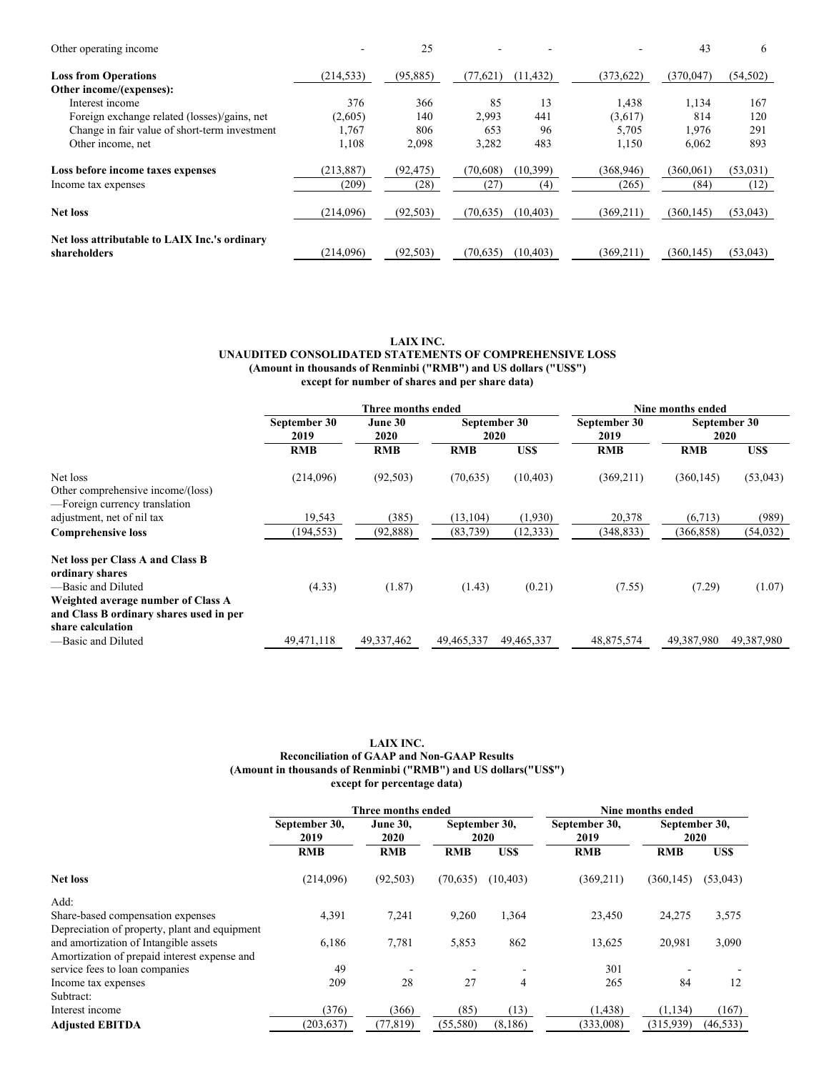| | | | | | | | |
|---|---|---|---|---|---|---|---|
| Other operating income | - | 25 | - | - | - | 43 | 6 |
| **Loss from Operations** | (214,533) | (95,885) | (77,621) | (11,432) | (373,622) | (370,047) | (54,502) |
| **Other income/(expenses):** | | | | | | | |
| Interest income | 376 | 366 | 85 | 13 | 1,438 | 1,134 | 167 |
| Foreign exchange related (losses)/gains, net | (2,605) | 140 | 2,993 | 441 | (3,617) | 814 | 120 |
| Change in fair value of short-term investment | 1,767 | 806 | 653 | 96 | 5,705 | 1,976 | 291 |
| Other income, net | 1,108 | 2,098 | 3,282 | 483 | 1,150 | 6,062 | 893 |
| **Loss before income taxes expenses** | (213,887) | (92,475) | (70,608) | (10,399) | (368,946) | (360,061) | (53,031) |
| Income tax expenses | (209) | (28) | (27) | (4) | (265) | (84) | (12) |
| **Net loss** | (214,096) | (92,503) | (70,635) | (10,403) | (369,211) | (360,145) | (53,043) |
| **Net loss attributable to LAIX Inc.'s ordinary shareholders** | (214,096) | (92,503) | (70,635) | (10,403) | (369,211) | (360,145) | (53,043) |

**LAIX INC.**
**UNAUDITED CONSOLIDATED STATEMENTS OF COMPREHENSIVE LOSS**
**(Amount in thousands of Renminbi ("RMB") and US dollars ("US$") except for number of shares and per share data)**

| | Three months ended | | | | Nine months ended | | |
|---|---|---|---|---|---|---|---|
| | September 30 2019 | June 30 2020 | September 30 2020 | | September 30 2019 | September 30 2020 | |
| | RMB | RMB | RMB | US$ | RMB | RMB | US$ |
| Net loss | (214,096) | (92,503) | (70,635) | (10,403) | (369,211) | (360,145) | (53,043) |
| Other comprehensive income/(loss) | | | | | | | |
| —Foreign currency translation adjustment, net of nil tax | 19,543 | (385) | (13,104) | (1,930) | 20,378 | (6,713) | (989) |
| **Comprehensive loss** | (194,553) | (92,888) | (83,739) | (12,333) | (348,833) | (366,858) | (54,032) |
| **Net loss per Class A and Class B ordinary shares** | | | | | | | |
| —Basic and Diluted | (4.33) | (1.87) | (1.43) | (0.21) | (7.55) | (7.29) | (1.07) |
| **Weighted average number of Class A and Class B ordinary shares used in per share calculation** | | | | | | | |
| —Basic and Diluted | 49,471,118 | 49,337,462 | 49,465,337 | 49,465,337 | 48,875,574 | 49,387,980 | 49,387,980 |

**LAIX INC.**
**Reconciliation of GAAP and Non-GAAP Results**
**(Amount in thousands of Renminbi ("RMB") and US dollars("US$") except for percentage data)**

| | Three months ended | | | | Nine months ended | | |
|---|---|---|---|---|---|---|---|
| | September 30, 2019 | June 30, 2020 | September 30, 2020 | | September 30, 2019 | September 30, 2020 | |
| | RMB | RMB | RMB | US$ | RMB | RMB | US$ |
| **Net loss** | (214,096) | (92,503) | (70,635) | (10,403) | (369,211) | (360,145) | (53,043) |
| Add: | | | | | | | |
| Share-based compensation expenses | 4,391 | 7,241 | 9,260 | 1,364 | 23,450 | 24,275 | 3,575 |
| Depreciation of property, plant and equipment and amortization of Intangible assets | 6,186 | 7,781 | 5,853 | 862 | 13,625 | 20,981 | 3,090 |
| Amortization of prepaid interest expense and service fees to loan companies | 49 | - | - | - | 301 | - | - |
| Income tax expenses | 209 | 28 | 27 | 4 | 265 | 84 | 12 |
| Subtract: | | | | | | | |
| Interest income | (376) | (366) | (85) | (13) | (1,438) | (1,134) | (167) |
| **Adjusted EBITDA** | (203,637) | (77,819) | (55,580) | (8,186) | (333,008) | (315,939) | (46,533) |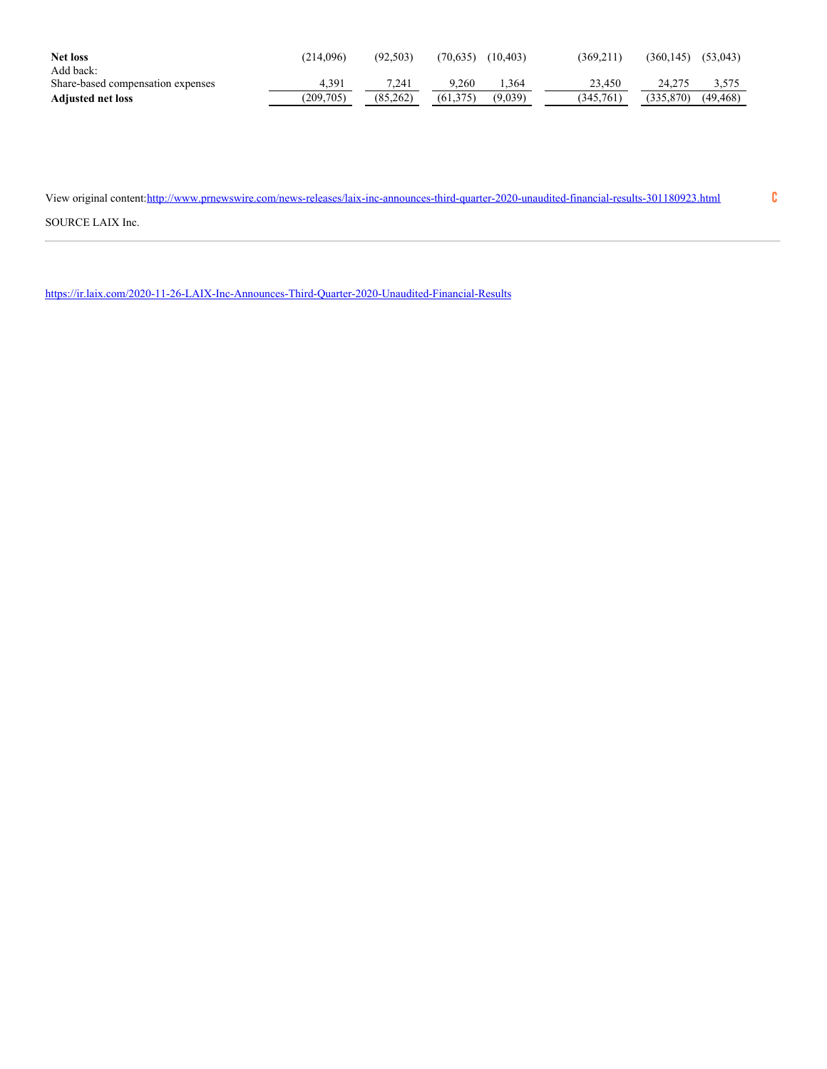| | | | | | | | |
|---|---|---|---|---|---|---|---|
| **Net loss** | (214,096) | (92,503) | (70,635) | (10,403) | (369,211) | (360,145) | (53,043) |
| Add back: | | | | | | | |
| Share-based compensation expenses | 4,391 | 7,241 | 9,260 | 1,364 | 23,450 | 24,275 | 3,575 |
| **Adjusted net loss** | (209,705) | (85,262) | (61,375) | (9,039) | (345,761) | (335,870) | (49,468) |

View original content:http://www.prnewswire.com/news-releases/laix-inc-announces-third-quarter-2020-unaudited-financial-results-301180923.html

SOURCE LAIX Inc.

---

https://ir.laix.com/2020-11-26-LAIX-Inc-Announces-Third-Quarter-2020-Unaudited-Financial-Results